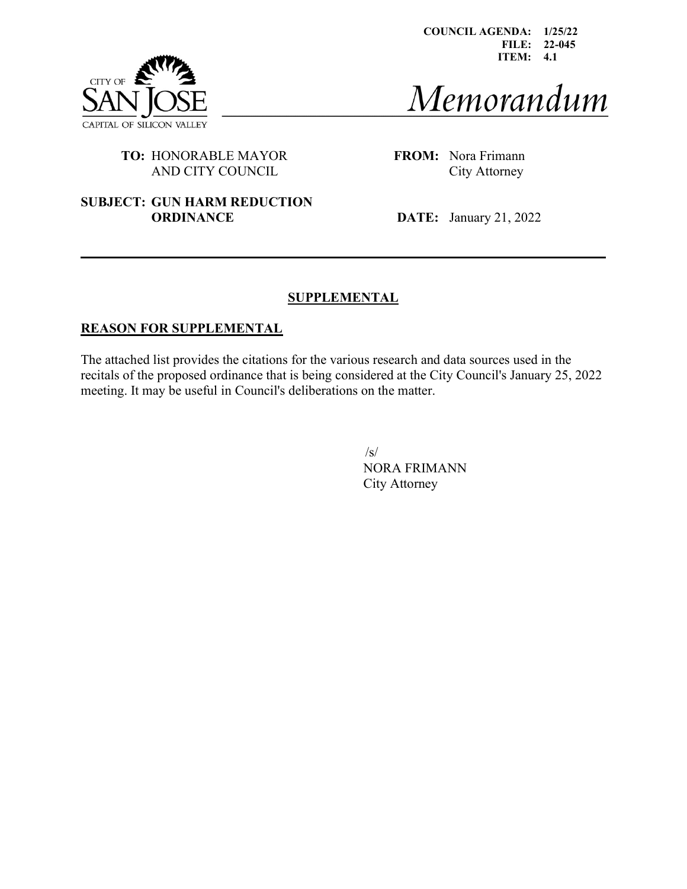**COUNCIL AGENDA: 1/25/22**
**FILE: 22-045**
**ITEM: 4.1**

CITY OF SAN JOSE
CAPITAL OF SILICON VALLEY

# *Memorandum*

**TO:** HONORABLE MAYOR AND CITY COUNCIL

**FROM:** Nora Frimann, City Attorney

**SUBJECT: GUN HARM REDUCTION ORDINANCE**

**DATE:** January 21, 2022

---

## SUPPLEMENTAL

### REASON FOR SUPPLEMENTAL

The attached list provides the citations for the various research and data sources used in the recitals of the proposed ordinance that is being considered at the City Council's January 25, 2022 meeting. It may be useful in Council's deliberations on the matter.

/s/
NORA FRIMANN
City Attorney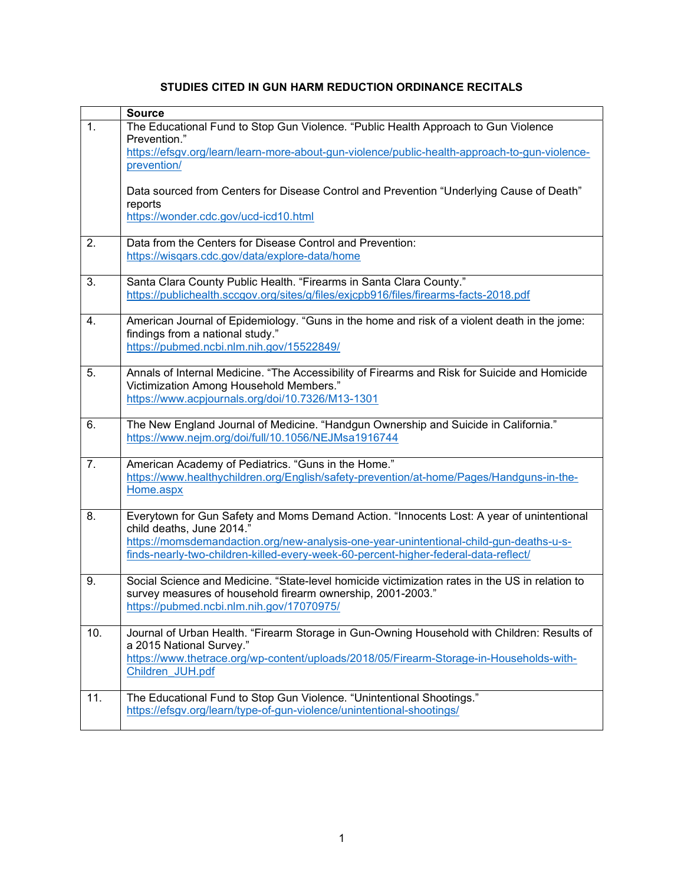**STUDIES CITED IN GUN HARM REDUCTION ORDINANCE RECITALS**

| | Source |
|---|---|
| 1. | The Educational Fund to Stop Gun Violence. "Public Health Approach to Gun Violence Prevention." https://efsgv.org/learn/learn-more-about-gun-violence/public-health-approach-to-gun-violence-prevention/ <br><br> Data sourced from Centers for Disease Control and Prevention "Underlying Cause of Death" reports https://wonder.cdc.gov/ucd-icd10.html |
| 2. | Data from the Centers for Disease Control and Prevention: https://wisqars.cdc.gov/data/explore-data/home |
| 3. | Santa Clara County Public Health. "Firearms in Santa Clara County." https://publichealth.sccgov.org/sites/g/files/exjcpb916/files/firearms-facts-2018.pdf |
| 4. | American Journal of Epidemiology. "Guns in the home and risk of a violent death in the jome: findings from a national study." https://pubmed.ncbi.nlm.nih.gov/15522849/ |
| 5. | Annals of Internal Medicine. "The Accessibility of Firearms and Risk for Suicide and Homicide Victimization Among Household Members." https://www.acpjournals.org/doi/10.7326/M13-1301 |
| 6. | The New England Journal of Medicine. "Handgun Ownership and Suicide in California." https://www.nejm.org/doi/full/10.1056/NEJMsa1916744 |
| 7. | American Academy of Pediatrics. "Guns in the Home." https://www.healthychildren.org/English/safety-prevention/at-home/Pages/Handguns-in-the-Home.aspx |
| 8. | Everytown for Gun Safety and Moms Demand Action. "Innocents Lost: A year of unintentional child deaths, June 2014." https://momsdemandaction.org/new-analysis-one-year-unintentional-child-gun-deaths-u-s-finds-nearly-two-children-killed-every-week-60-percent-higher-federal-data-reflect/ |
| 9. | Social Science and Medicine. "State-level homicide victimization rates in the US in relation to survey measures of household firearm ownership, 2001-2003." https://pubmed.ncbi.nlm.nih.gov/17070975/ |
| 10. | Journal of Urban Health. "Firearm Storage in Gun-Owning Household with Children: Results of a 2015 National Survey." https://www.thetrace.org/wp-content/uploads/2018/05/Firearm-Storage-in-Households-with-Children_JUH.pdf |
| 11. | The Educational Fund to Stop Gun Violence. "Unintentional Shootings." https://efsgv.org/learn/type-of-gun-violence/unintentional-shootings/ |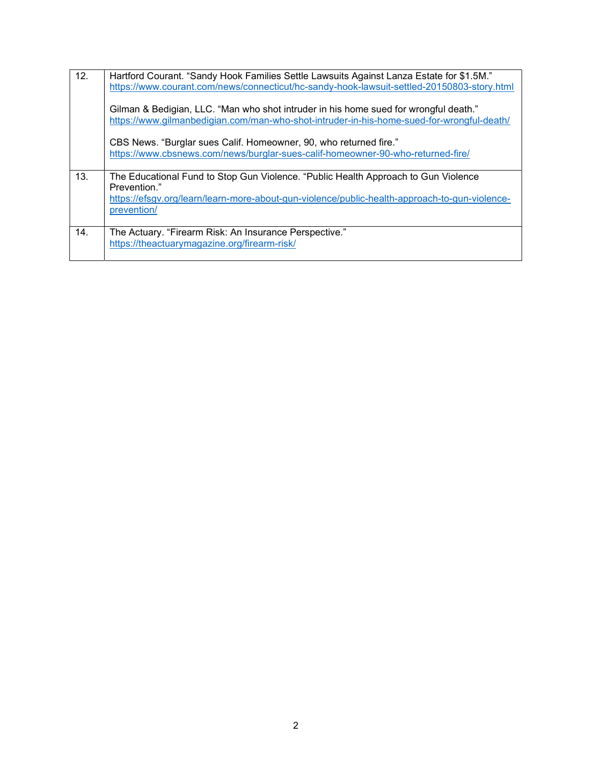| | |
|---|---|
| 12. | Hartford Courant. “Sandy Hook Families Settle Lawsuits Against Lanza Estate for $1.5M.” https://www.courant.com/news/connecticut/hc-sandy-hook-lawsuit-settled-20150803-story.html<br><br>Gilman & Bedigian, LLC. “Man who shot intruder in his home sued for wrongful death.” https://www.gilmanbedigian.com/man-who-shot-intruder-in-his-home-sued-for-wrongful-death/<br><br>CBS News. “Burglar sues Calif. Homeowner, 90, who returned fire.” https://www.cbsnews.com/news/burglar-sues-calif-homeowner-90-who-returned-fire/ |
| 13. | The Educational Fund to Stop Gun Violence. “Public Health Approach to Gun Violence Prevention.” https://efsgv.org/learn/learn-more-about-gun-violence/public-health-approach-to-gun-violence-prevention/ |
| 14. | The Actuary. “Firearm Risk: An Insurance Perspective.” https://theactuarymagazine.org/firearm-risk/ |